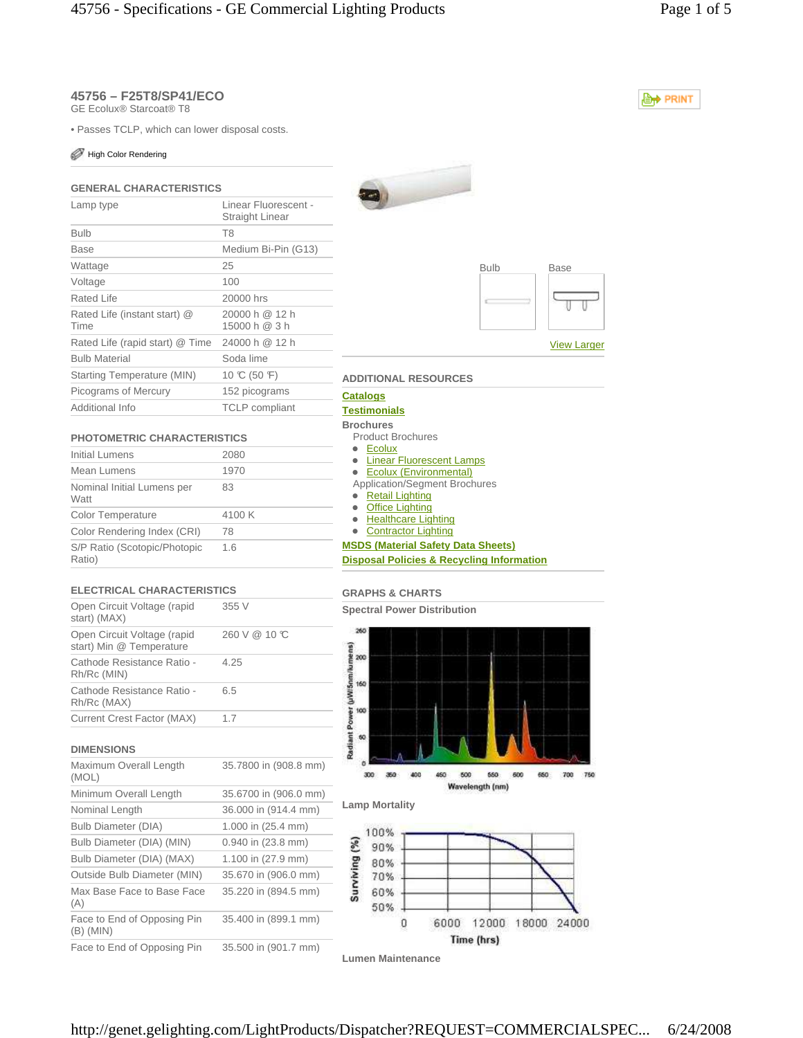## 45756 – F25T8/SP41/ECO

GE Ecolux® Starcoat® T8

• Passes TCLP, which can lower disposal costs.

High Color Rendering

### GENERAL CHARACTERISTICS

| | |
|---|---|
| Lamp type | Linear Fluorescent - Straight Linear |
| Bulb | T8 |
| Base | Medium Bi-Pin (G13) |
| Wattage | 25 |
| Voltage | 100 |
| Rated Life | 20000 hrs |
| Rated Life (instant start) @ Time | 20000 h @ 12 h<br>15000 h @ 3 h |
| Rated Life (rapid start) @ Time | 24000 h @ 12 h |
| Bulb Material | Soda lime |
| Starting Temperature (MIN) | 10 ℃ (50 ℉) |
| Picograms of Mercury | 152 picograms |
| Additional Info | TCLP compliant |

### PHOTOMETRIC CHARACTERISTICS

| | |
|---|---|
| Initial Lumens | 2080 |
| Mean Lumens | 1970 |
| Nominal Initial Lumens per Watt | 83 |
| Color Temperature | 4100 K |
| Color Rendering Index (CRI) | 78 |
| S/P Ratio (Scotopic/Photopic Ratio) | 1.6 |

### ELECTRICAL CHARACTERISTICS

| | |
|---|---|
| Open Circuit Voltage (rapid start) (MAX) | 355 V |
| Open Circuit Voltage (rapid start) Min @ Temperature | 260 V @ 10 ℃ |
| Cathode Resistance Ratio - Rh/Rc (MIN) | 4.25 |
| Cathode Resistance Ratio - Rh/Rc (MAX) | 6.5 |
| Current Crest Factor (MAX) | 1.7 |

### DIMENSIONS

| | |
|---|---|
| Maximum Overall Length (MOL) | 35.7800 in (908.8 mm) |
| Minimum Overall Length | 35.6700 in (906.0 mm) |
| Nominal Length | 36.000 in (914.4 mm) |
| Bulb Diameter (DIA) | 1.000 in (25.4 mm) |
| Bulb Diameter (DIA) (MIN) | 0.940 in (23.8 mm) |
| Bulb Diameter (DIA) (MAX) | 1.100 in (27.9 mm) |
| Outside Bulb Diameter (MIN) | 35.670 in (906.0 mm) |
| Max Base Face to Base Face (A) | 35.220 in (894.5 mm) |
| Face to End of Opposing Pin (B) (MIN) | 35.400 in (899.1 mm) |
| Face to End of Opposing Pin | 35.500 in (901.7 mm) |

Bulb | Base

View Larger

### ADDITIONAL RESOURCES

**Catalogs**

**Testimonials**

**Brochures**

Product Brochures
- Ecolux
- Linear Fluorescent Lamps
- Ecolux (Environmental)

Application/Segment Brochures
- Retail Lighting
- Office Lighting
- Healthcare Lighting
- Contractor Lighting

**MSDS (Material Safety Data Sheets)**

**Disposal Policies & Recycling Information**

### GRAPHS & CHARTS

**Spectral Power Distribution**

Radiant Power (µW/5nm/lumens): 0, 50, 100, 150, 200, 250

Wavelength (nm): 300, 350, 400, 450, 500, 550, 600, 650, 700, 750

**Lamp Mortality**

Surviving (%): 100%, 90%, 80%, 70%, 60%, 50%

Time (hrs): 0, 6000, 12000, 18000, 24000

**Lumen Maintenance**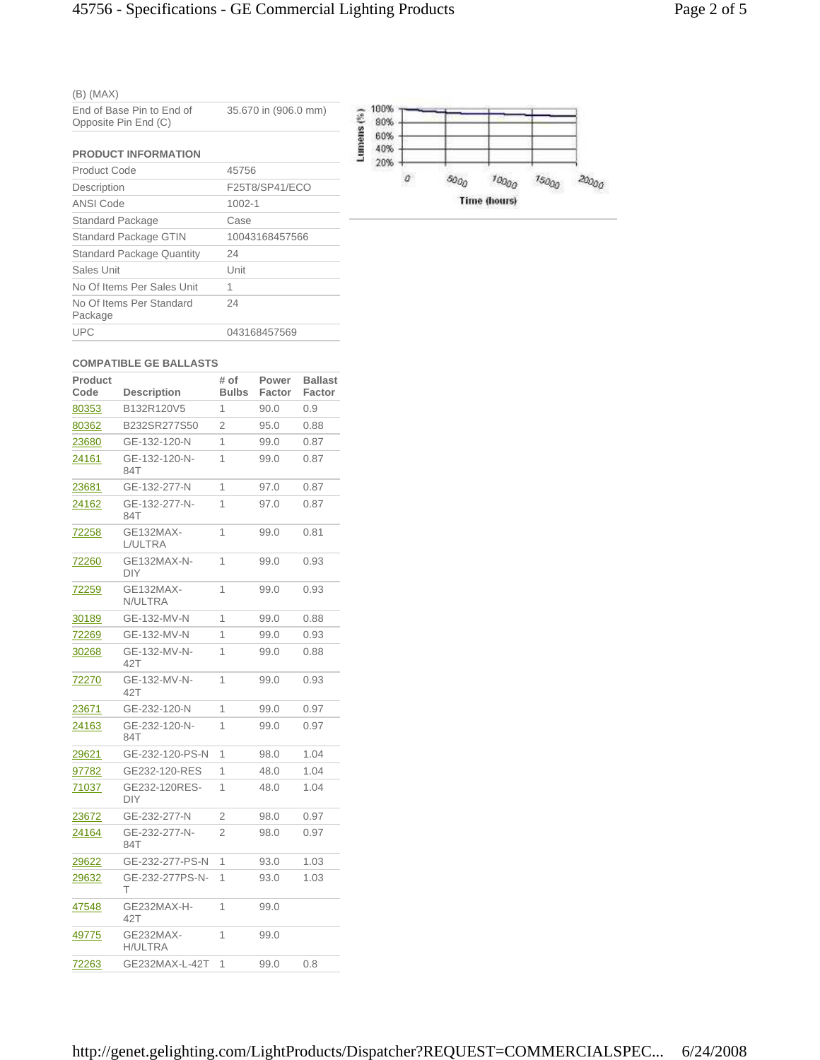| (B) (MAX) | |
|---|---|
| End of Base Pin to End of Opposite Pin End (C) | 35.670 in (906.0 mm) |

## PRODUCT INFORMATION

| | |
|---|---|
| Product Code | 45756 |
| Description | F25T8/SP41/ECO |
| ANSI Code | 1002-1 |
| Standard Package | Case |
| Standard Package GTIN | 10043168457566 |
| Standard Package Quantity | 24 |
| Sales Unit | Unit |
| No Of Items Per Sales Unit | 1 |
| No Of Items Per Standard Package | 24 |
| UPC | 043168457569 |

## COMPATIBLE GE BALLASTS

| Product Code | Description | # of Bulbs | Power Factor | Ballast Factor |
|---|---|---|---|---|
| 80353 | B132R120V5 | 1 | 90.0 | 0.9 |
| 80362 | B232SR277S50 | 2 | 95.0 | 0.88 |
| 23680 | GE-132-120-N | 1 | 99.0 | 0.87 |
| 24161 | GE-132-120-N-84T | 1 | 99.0 | 0.87 |
| 23681 | GE-132-277-N | 1 | 97.0 | 0.87 |
| 24162 | GE-132-277-N-84T | 1 | 97.0 | 0.87 |
| 72258 | GE132MAX-L/ULTRA | 1 | 99.0 | 0.81 |
| 72260 | GE132MAX-N-DIY | 1 | 99.0 | 0.93 |
| 72259 | GE132MAX-N/ULTRA | 1 | 99.0 | 0.93 |
| 30189 | GE-132-MV-N | 1 | 99.0 | 0.88 |
| 72269 | GE-132-MV-N | 1 | 99.0 | 0.93 |
| 30268 | GE-132-MV-N-42T | 1 | 99.0 | 0.88 |
| 72270 | GE-132-MV-N-42T | 1 | 99.0 | 0.93 |
| 23671 | GE-232-120-N | 1 | 99.0 | 0.97 |
| 24163 | GE-232-120-N-84T | 1 | 99.0 | 0.97 |
| 29621 | GE-232-120-PS-N | 1 | 98.0 | 1.04 |
| 97782 | GE232-120-RES | 1 | 48.0 | 1.04 |
| 71037 | GE232-120RES-DIY | 1 | 48.0 | 1.04 |
| 23672 | GE-232-277-N | 2 | 98.0 | 0.97 |
| 24164 | GE-232-277-N-84T | 2 | 98.0 | 0.97 |
| 29622 | GE-232-277-PS-N | 1 | 93.0 | 1.03 |
| 29632 | GE-232-277PS-N-T | 1 | 93.0 | 1.03 |
| 47548 | GE232MAX-H-42T | 1 | 99.0 | |
| 49775 | GE232MAX-H/ULTRA | 1 | 99.0 | |
| 72263 | GE232MAX-L-42T | 1 | 99.0 | 0.8 |

Lumens (%): 100%, 80%, 60%, 40%, 20%

Time (hours): 0, 5000, 10000, 15000, 20000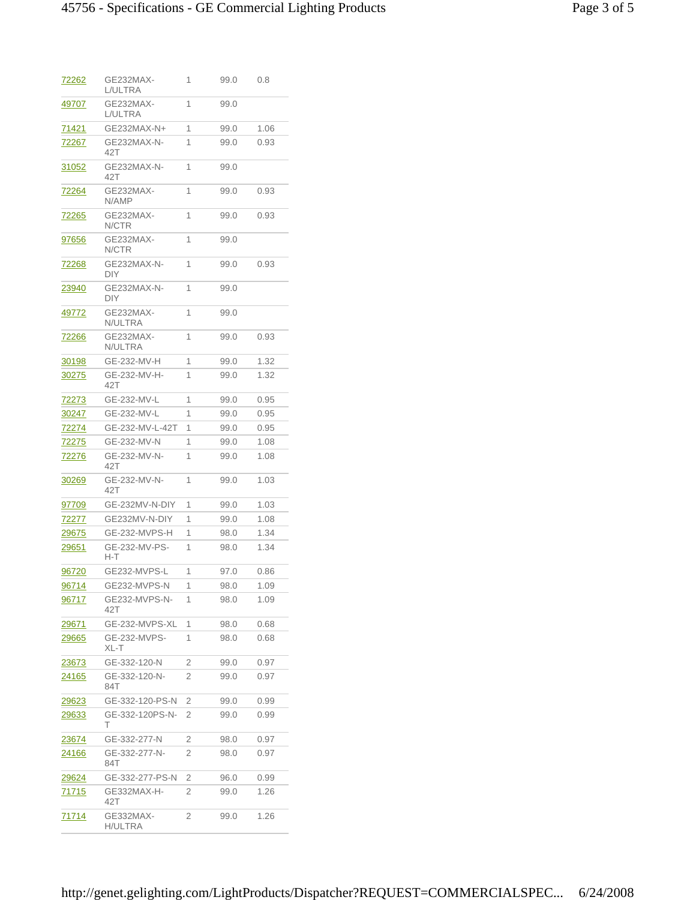| | | | | |
|---|---|---|---|---|
| 72262 | GE232MAX-L/ULTRA | 1 | 99.0 | 0.8 |
| 49707 | GE232MAX-L/ULTRA | 1 | 99.0 | |
| 71421 | GE232MAX-N+ | 1 | 99.0 | 1.06 |
| 72267 | GE232MAX-N-42T | 1 | 99.0 | 0.93 |
| 31052 | GE232MAX-N-42T | 1 | 99.0 | |
| 72264 | GE232MAX-N/AMP | 1 | 99.0 | 0.93 |
| 72265 | GE232MAX-N/CTR | 1 | 99.0 | 0.93 |
| 97656 | GE232MAX-N/CTR | 1 | 99.0 | |
| 72268 | GE232MAX-N-DIY | 1 | 99.0 | 0.93 |
| 23940 | GE232MAX-N-DIY | 1 | 99.0 | |
| 49772 | GE232MAX-N/ULTRA | 1 | 99.0 | |
| 72266 | GE232MAX-N/ULTRA | 1 | 99.0 | 0.93 |
| 30198 | GE-232-MV-H | 1 | 99.0 | 1.32 |
| 30275 | GE-232-MV-H-42T | 1 | 99.0 | 1.32 |
| 72273 | GE-232-MV-L | 1 | 99.0 | 0.95 |
| 30247 | GE-232-MV-L | 1 | 99.0 | 0.95 |
| 72274 | GE-232-MV-L-42T | 1 | 99.0 | 0.95 |
| 72275 | GE-232-MV-N | 1 | 99.0 | 1.08 |
| 72276 | GE-232-MV-N-42T | 1 | 99.0 | 1.08 |
| 30269 | GE-232-MV-N-42T | 1 | 99.0 | 1.03 |
| 97709 | GE-232MV-N-DIY | 1 | 99.0 | 1.03 |
| 72277 | GE232MV-N-DIY | 1 | 99.0 | 1.08 |
| 29675 | GE-232-MVPS-H | 1 | 98.0 | 1.34 |
| 29651 | GE-232-MV-PS-H-T | 1 | 98.0 | 1.34 |
| 96720 | GE232-MVPS-L | 1 | 97.0 | 0.86 |
| 96714 | GE232-MVPS-N | 1 | 98.0 | 1.09 |
| 96717 | GE232-MVPS-N-42T | 1 | 98.0 | 1.09 |
| 29671 | GE-232-MVPS-XL | 1 | 98.0 | 0.68 |
| 29665 | GE-232-MVPS-XL-T | 1 | 98.0 | 0.68 |
| 23673 | GE-332-120-N | 2 | 99.0 | 0.97 |
| 24165 | GE-332-120-N-84T | 2 | 99.0 | 0.97 |
| 29623 | GE-332-120-PS-N | 2 | 99.0 | 0.99 |
| 29633 | GE-332-120PS-N-T | 2 | 99.0 | 0.99 |
| 23674 | GE-332-277-N | 2 | 98.0 | 0.97 |
| 24166 | GE-332-277-N-84T | 2 | 98.0 | 0.97 |
| 29624 | GE-332-277-PS-N | 2 | 96.0 | 0.99 |
| 71715 | GE332MAX-H-42T | 2 | 99.0 | 1.26 |
| 71714 | GE332MAX-H/ULTRA | 2 | 99.0 | 1.26 |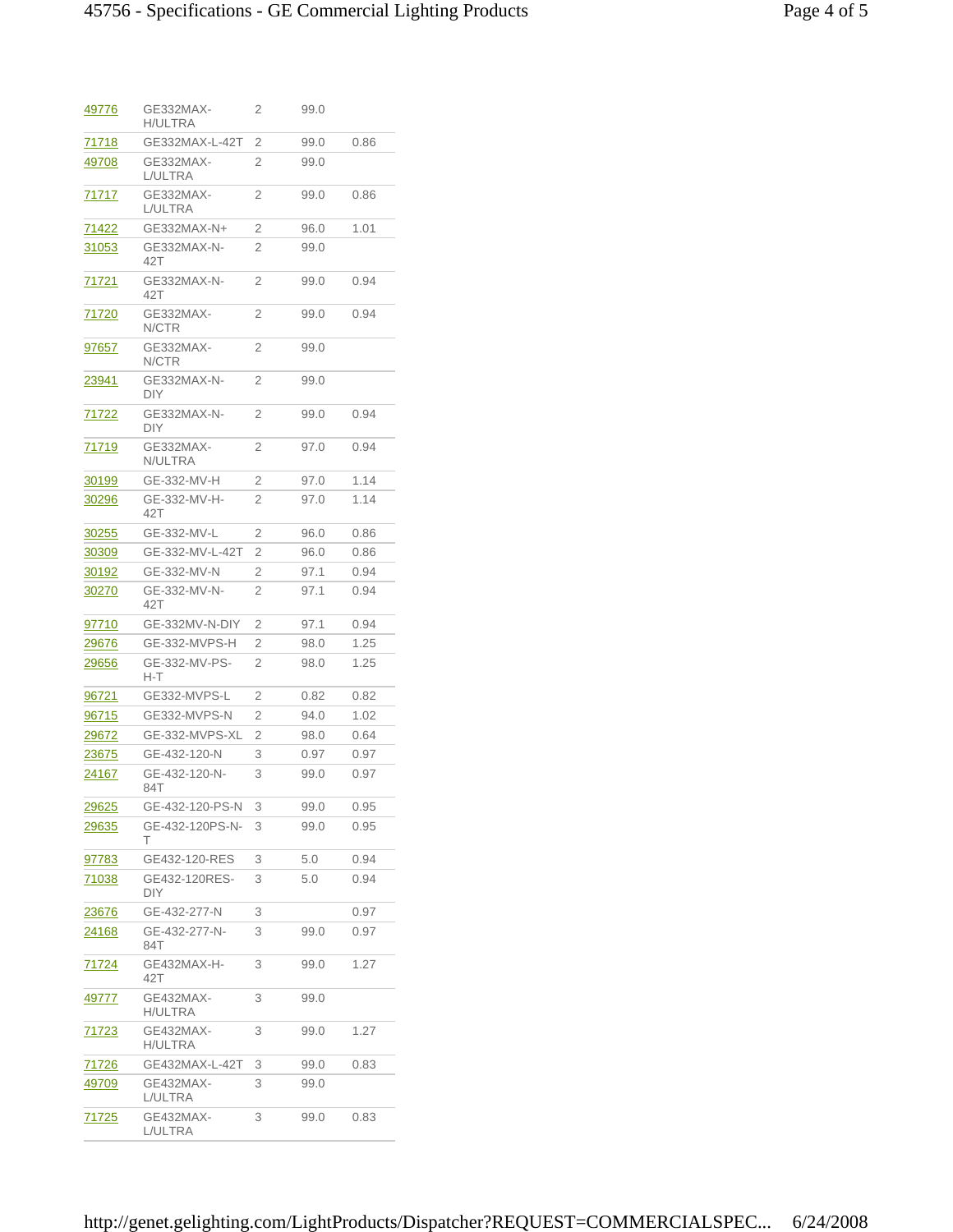| | | | | |
|---|---|---|---|---|
| 49776 | GE332MAX-H/ULTRA | 2 | 99.0 | |
| 71718 | GE332MAX-L-42T | 2 | 99.0 | 0.86 |
| 49708 | GE332MAX-L/ULTRA | 2 | 99.0 | |
| 71717 | GE332MAX-L/ULTRA | 2 | 99.0 | 0.86 |
| 71422 | GE332MAX-N+ | 2 | 96.0 | 1.01 |
| 31053 | GE332MAX-N-42T | 2 | 99.0 | |
| 71721 | GE332MAX-N-42T | 2 | 99.0 | 0.94 |
| 71720 | GE332MAX-N/CTR | 2 | 99.0 | 0.94 |
| 97657 | GE332MAX-N/CTR | 2 | 99.0 | |
| 23941 | GE332MAX-N-DIY | 2 | 99.0 | |
| 71722 | GE332MAX-N-DIY | 2 | 99.0 | 0.94 |
| 71719 | GE332MAX-N/ULTRA | 2 | 97.0 | 0.94 |
| 30199 | GE-332-MV-H | 2 | 97.0 | 1.14 |
| 30296 | GE-332-MV-H-42T | 2 | 97.0 | 1.14 |
| 30255 | GE-332-MV-L | 2 | 96.0 | 0.86 |
| 30309 | GE-332-MV-L-42T | 2 | 96.0 | 0.86 |
| 30192 | GE-332-MV-N | 2 | 97.1 | 0.94 |
| 30270 | GE-332-MV-N-42T | 2 | 97.1 | 0.94 |
| 97710 | GE-332MV-N-DIY | 2 | 97.1 | 0.94 |
| 29676 | GE-332-MVPS-H | 2 | 98.0 | 1.25 |
| 29656 | GE-332-MV-PS-H-T | 2 | 98.0 | 1.25 |
| 96721 | GE332-MVPS-L | 2 | 0.82 | 0.82 |
| 96715 | GE332-MVPS-N | 2 | 94.0 | 1.02 |
| 29672 | GE-332-MVPS-XL | 2 | 98.0 | 0.64 |
| 23675 | GE-432-120-N | 3 | 0.97 | 0.97 |
| 24167 | GE-432-120-N-84T | 3 | 99.0 | 0.97 |
| 29625 | GE-432-120-PS-N | 3 | 99.0 | 0.95 |
| 29635 | GE-432-120PS-N-T | 3 | 99.0 | 0.95 |
| 97783 | GE432-120-RES | 3 | 5.0 | 0.94 |
| 71038 | GE432-120RES-DIY | 3 | 5.0 | 0.94 |
| 23676 | GE-432-277-N | 3 | | 0.97 |
| 24168 | GE-432-277-N-84T | 3 | 99.0 | 0.97 |
| 71724 | GE432MAX-H-42T | 3 | 99.0 | 1.27 |
| 49777 | GE432MAX-H/ULTRA | 3 | 99.0 | |
| 71723 | GE432MAX-H/ULTRA | 3 | 99.0 | 1.27 |
| 71726 | GE432MAX-L-42T | 3 | 99.0 | 0.83 |
| 49709 | GE432MAX-L/ULTRA | 3 | 99.0 | |
| 71725 | GE432MAX-L/ULTRA | 3 | 99.0 | 0.83 |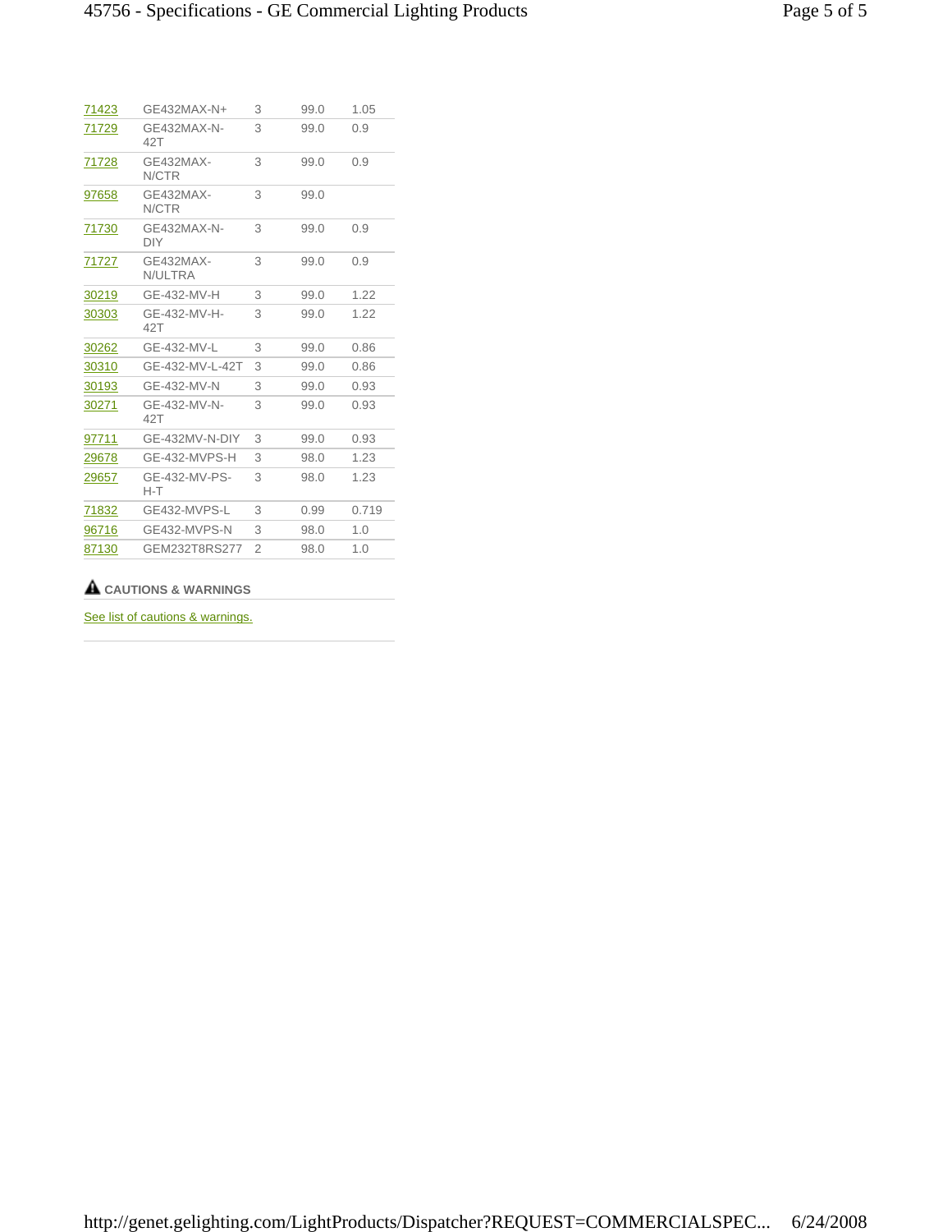| | | | | |
|---|---|---|---|---|
| 71423 | GE432MAX-N+ | 3 | 99.0 | 1.05 |
| 71729 | GE432MAX-N-42T | 3 | 99.0 | 0.9 |
| 71728 | GE432MAX-N/CTR | 3 | 99.0 | 0.9 |
| 97658 | GE432MAX-N/CTR | 3 | 99.0 | |
| 71730 | GE432MAX-N-DIY | 3 | 99.0 | 0.9 |
| 71727 | GE432MAX-N/ULTRA | 3 | 99.0 | 0.9 |
| 30219 | GE-432-MV-H | 3 | 99.0 | 1.22 |
| 30303 | GE-432-MV-H-42T | 3 | 99.0 | 1.22 |
| 30262 | GE-432-MV-L | 3 | 99.0 | 0.86 |
| 30310 | GE-432-MV-L-42T | 3 | 99.0 | 0.86 |
| 30193 | GE-432-MV-N | 3 | 99.0 | 0.93 |
| 30271 | GE-432-MV-N-42T | 3 | 99.0 | 0.93 |
| 97711 | GE-432MV-N-DIY | 3 | 99.0 | 0.93 |
| 29678 | GE-432-MVPS-H | 3 | 98.0 | 1.23 |
| 29657 | GE-432-MV-PS-H-T | 3 | 98.0 | 1.23 |
| 71832 | GE432-MVPS-L | 3 | 0.99 | 0.719 |
| 96716 | GE432-MVPS-N | 3 | 98.0 | 1.0 |
| 87130 | GEM232T8RS277 | 2 | 98.0 | 1.0 |

**CAUTIONS & WARNINGS**

See list of cautions & warnings.